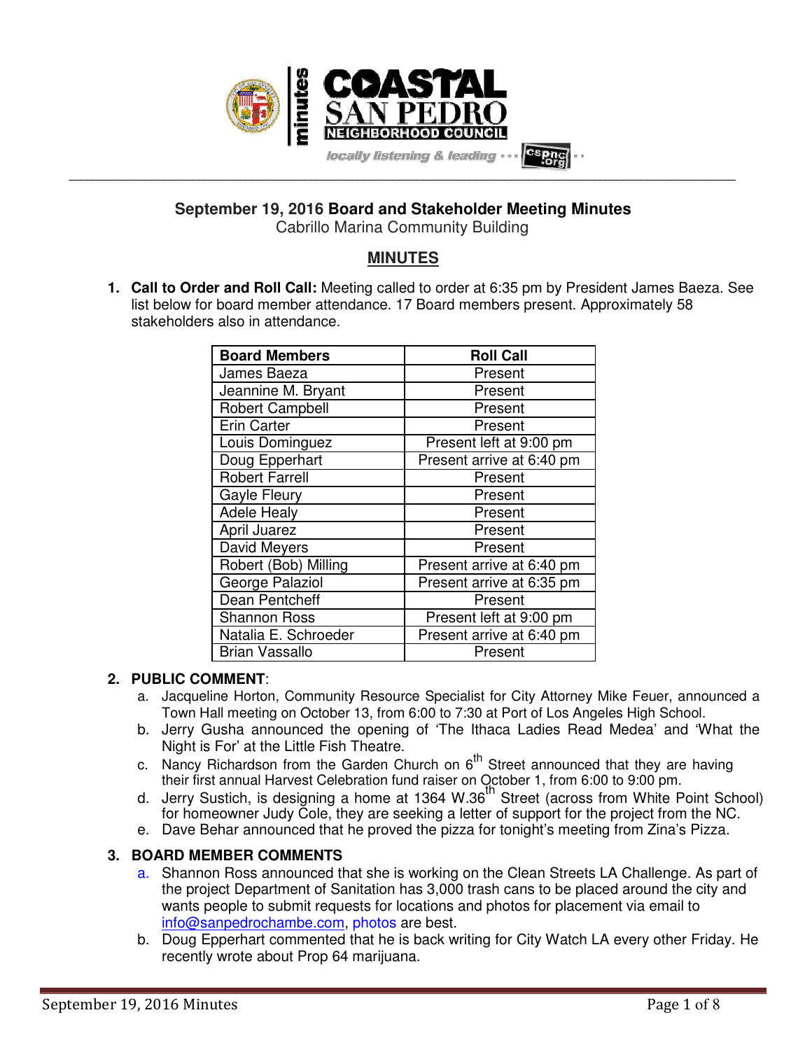# September 19, 2016 Board and Stakeholder Meeting Minutes

Cabrillo Marina Community Building

## MINUTES

1. **Call to Order and Roll Call:** Meeting called to order at 6:35 pm by President James Baeza. See list below for board member attendance. 17 Board members present. Approximately 58 stakeholders also in attendance.

| Board Members | Roll Call |
|---|---|
| James Baeza | Present |
| Jeannine M. Bryant | Present |
| Robert Campbell | Present |
| Erin Carter | Present |
| Louis Dominguez | Present left at 9:00 pm |
| Doug Epperhart | Present arrive at 6:40 pm |
| Robert Farrell | Present |
| Gayle Fleury | Present |
| Adele Healy | Present |
| April Juarez | Present |
| David Meyers | Present |
| Robert (Bob) Milling | Present arrive at 6:40 pm |
| George Palaziol | Present arrive at 6:35 pm |
| Dean Pentcheff | Present |
| Shannon Ross | Present left at 9:00 pm |
| Natalia E. Schroeder | Present arrive at 6:40 pm |
| Brian Vassallo | Present |

2. **PUBLIC COMMENT**:
   a. Jacqueline Horton, Community Resource Specialist for City Attorney Mike Feuer, announced a Town Hall meeting on October 13, from 6:00 to 7:30 at Port of Los Angeles High School.
   b. Jerry Gusha announced the opening of 'The Ithaca Ladies Read Medea' and 'What the Night is For' at the Little Fish Theatre.
   c. Nancy Richardson from the Garden Church on 6th Street announced that they are having their first annual Harvest Celebration fund raiser on October 1, from 6:00 to 9:00 pm.
   d. Jerry Sustich, is designing a home at 1364 W.36th Street (across from White Point School) for homeowner Judy Cole, they are seeking a letter of support for the project from the NC.
   e. Dave Behar announced that he proved the pizza for tonight's meeting from Zina's Pizza.

3. **BOARD MEMBER COMMENTS**
   a. Shannon Ross announced that she is working on the Clean Streets LA Challenge. As part of the project Department of Sanitation has 3,000 trash cans to be placed around the city and wants people to submit requests for locations and photos for placement via email to info@sanpedrochambe.com, photos are best.
   b. Doug Epperhart commented that he is back writing for City Watch LA every other Friday. He recently wrote about Prop 64 marijuana.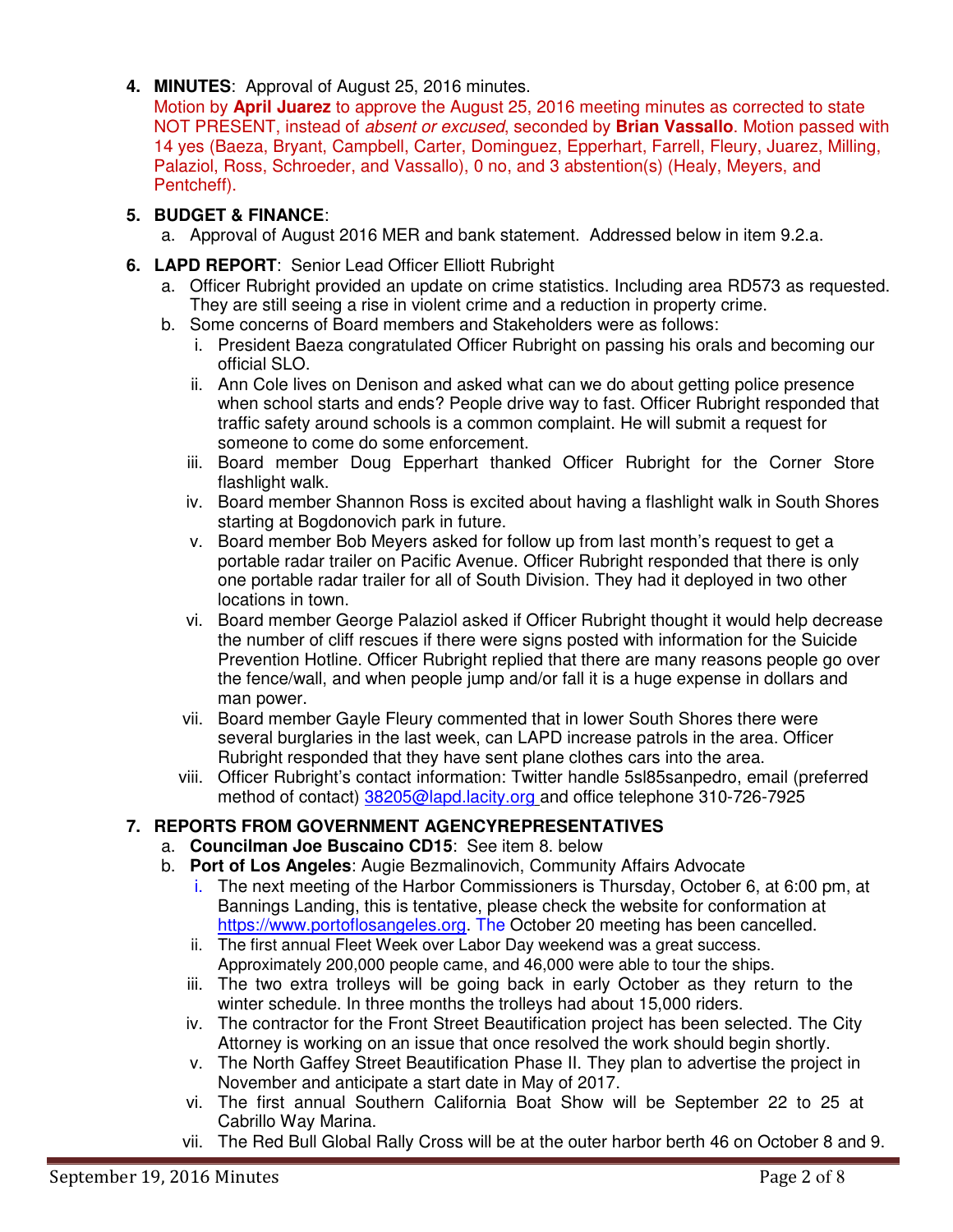4. **MINUTES**: Approval of August 25, 2016 minutes.
Motion by **April Juarez** to approve the August 25, 2016 meeting minutes as corrected to state NOT PRESENT, instead of *absent or excused*, seconded by **Brian Vassallo**. Motion passed with 14 yes (Baeza, Bryant, Campbell, Carter, Dominguez, Epperhart, Farrell, Fleury, Juarez, Milling, Palaziol, Ross, Schroeder, and Vassallo), 0 no, and 3 abstention(s) (Healy, Meyers, and Pentcheff).

5. **BUDGET & FINANCE**:
   a. Approval of August 2016 MER and bank statement. Addressed below in item 9.2.a.

6. **LAPD REPORT**: Senior Lead Officer Elliott Rubright
   a. Officer Rubright provided an update on crime statistics. Including area RD573 as requested. They are still seeing a rise in violent crime and a reduction in property crime.
   b. Some concerns of Board members and Stakeholders were as follows:
      i. President Baeza congratulated Officer Rubright on passing his orals and becoming our official SLO.
      ii. Ann Cole lives on Denison and asked what can we do about getting police presence when school starts and ends? People drive way to fast. Officer Rubright responded that traffic safety around schools is a common complaint. He will submit a request for someone to come do some enforcement.
      iii. Board member Doug Epperhart thanked Officer Rubright for the Corner Store flashlight walk.
      iv. Board member Shannon Ross is excited about having a flashlight walk in South Shores starting at Bogdonovich park in future.
      v. Board member Bob Meyers asked for follow up from last month's request to get a portable radar trailer on Pacific Avenue. Officer Rubright responded that there is only one portable radar trailer for all of South Division. They had it deployed in two other locations in town.
      vi. Board member George Palaziol asked if Officer Rubright thought it would help decrease the number of cliff rescues if there were signs posted with information for the Suicide Prevention Hotline. Officer Rubright replied that there are many reasons people go over the fence/wall, and when people jump and/or fall it is a huge expense in dollars and man power.
      vii. Board member Gayle Fleury commented that in lower South Shores there were several burglaries in the last week, can LAPD increase patrols in the area. Officer Rubright responded that they have sent plane clothes cars into the area.
      viii. Officer Rubright's contact information: Twitter handle 5sl85sanpedro, email (preferred method of contact) 38205@lapd.lacity.org and office telephone 310-726-7925

7. **REPORTS FROM GOVERNMENT AGENCYREPRESENTATIVES**
   a. **Councilman Joe Buscaino CD15**: See item 8. below
   b. **Port of Los Angeles**: Augie Bezmalinovich, Community Affairs Advocate
      i. The next meeting of the Harbor Commissioners is Thursday, October 6, at 6:00 pm, at Bannings Landing, this is tentative, please check the website for conformation at https://www.portoflosangeles.org. The October 20 meeting has been cancelled.
      ii. The first annual Fleet Week over Labor Day weekend was a great success. Approximately 200,000 people came, and 46,000 were able to tour the ships.
      iii. The two extra trolleys will be going back in early October as they return to the winter schedule. In three months the trolleys had about 15,000 riders.
      iv. The contractor for the Front Street Beautification project has been selected. The City Attorney is working on an issue that once resolved the work should begin shortly.
      v. The North Gaffey Street Beautification Phase II. They plan to advertise the project in November and anticipate a start date in May of 2017.
      vi. The first annual Southern California Boat Show will be September 22 to 25 at Cabrillo Way Marina.
      vii. The Red Bull Global Rally Cross will be at the outer harbor berth 46 on October 8 and 9.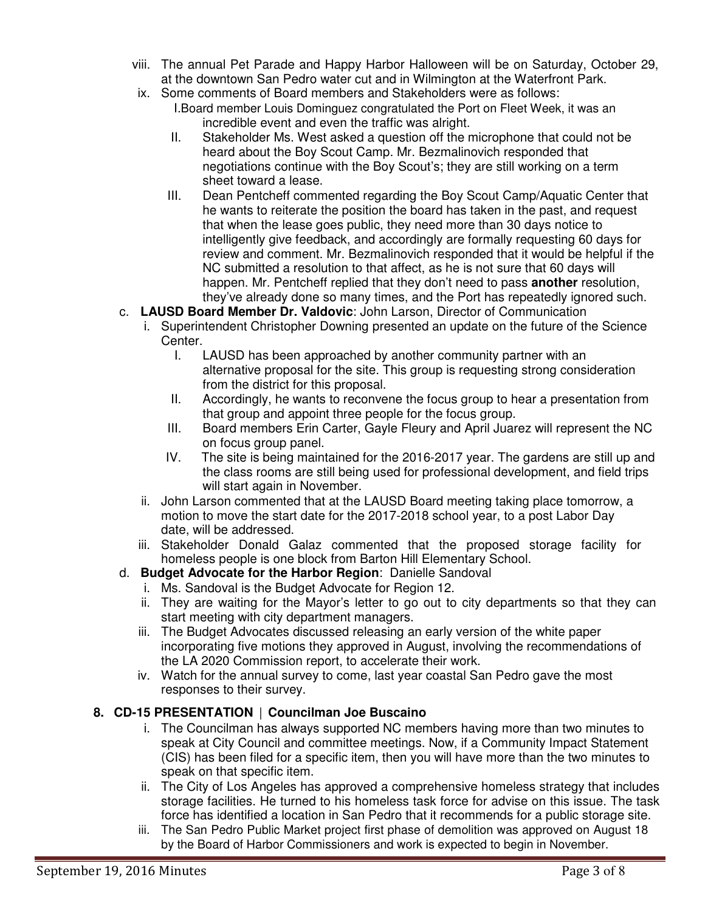viii. The annual Pet Parade and Happy Harbor Halloween will be on Saturday, October 29, at the downtown San Pedro water cut and in Wilmington at the Waterfront Park.

ix. Some comments of Board members and Stakeholders were as follows:

I. Board member Louis Dominguez congratulated the Port on Fleet Week, it was an incredible event and even the traffic was alright.

II. Stakeholder Ms. West asked a question off the microphone that could not be heard about the Boy Scout Camp. Mr. Bezmalinovich responded that negotiations continue with the Boy Scout's; they are still working on a term sheet toward a lease.

III. Dean Pentcheff commented regarding the Boy Scout Camp/Aquatic Center that he wants to reiterate the position the board has taken in the past, and request that when the lease goes public, they need more than 30 days notice to intelligently give feedback, and accordingly are formally requesting 60 days for review and comment. Mr. Bezmalinovich responded that it would be helpful if the NC submitted a resolution to that affect, as he is not sure that 60 days will happen. Mr. Pentcheff replied that they don't need to pass **another** resolution, they've already done so many times, and the Port has repeatedly ignored such.

c. **LAUSD Board Member Dr. Valdovic**: John Larson, Director of Communication

i. Superintendent Christopher Downing presented an update on the future of the Science Center.

I. LAUSD has been approached by another community partner with an alternative proposal for the site. This group is requesting strong consideration from the district for this proposal.

II. Accordingly, he wants to reconvene the focus group to hear a presentation from that group and appoint three people for the focus group.

III. Board members Erin Carter, Gayle Fleury and April Juarez will represent the NC on focus group panel.

IV. The site is being maintained for the 2016-2017 year. The gardens are still up and the class rooms are still being used for professional development, and field trips will start again in November.

ii. John Larson commented that at the LAUSD Board meeting taking place tomorrow, a motion to move the start date for the 2017-2018 school year, to a post Labor Day date, will be addressed.

iii. Stakeholder Donald Galaz commented that the proposed storage facility for homeless people is one block from Barton Hill Elementary School.

d. **Budget Advocate for the Harbor Region**: Danielle Sandoval

i. Ms. Sandoval is the Budget Advocate for Region 12.

ii. They are waiting for the Mayor's letter to go out to city departments so that they can start meeting with city department managers.

iii. The Budget Advocates discussed releasing an early version of the white paper incorporating five motions they approved in August, involving the recommendations of the LA 2020 Commission report, to accelerate their work.

iv. Watch for the annual survey to come, last year coastal San Pedro gave the most responses to their survey.

## 8. CD-15 PRESENTATION | Councilman Joe Buscaino

i. The Councilman has always supported NC members having more than two minutes to speak at City Council and committee meetings. Now, if a Community Impact Statement (CIS) has been filed for a specific item, then you will have more than the two minutes to speak on that specific item.

ii. The City of Los Angeles has approved a comprehensive homeless strategy that includes storage facilities. He turned to his homeless task force for advise on this issue. The task force has identified a location in San Pedro that it recommends for a public storage site.

iii. The San Pedro Public Market project first phase of demolition was approved on August 18 by the Board of Harbor Commissioners and work is expected to begin in November.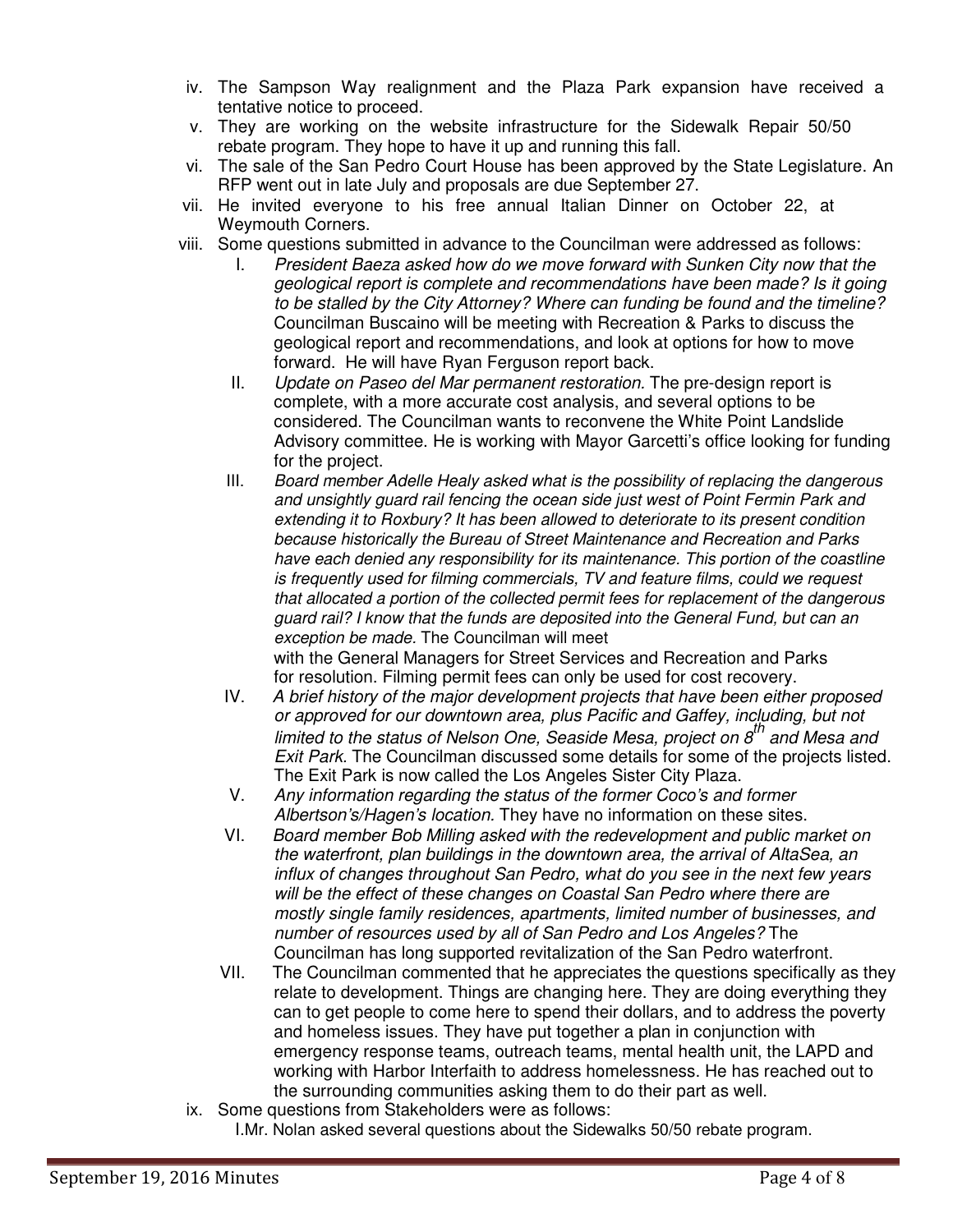iv. The Sampson Way realignment and the Plaza Park expansion have received a tentative notice to proceed.

v. They are working on the website infrastructure for the Sidewalk Repair 50/50 rebate program. They hope to have it up and running this fall.

vi. The sale of the San Pedro Court House has been approved by the State Legislature. An RFP went out in late July and proposals are due September 27.

vii. He invited everyone to his free annual Italian Dinner on October 22, at Weymouth Corners.

viii. Some questions submitted in advance to the Councilman were addressed as follows:

   I. *President Baeza asked how do we move forward with Sunken City now that the geological report is complete and recommendations have been made? Is it going to be stalled by the City Attorney? Where can funding be found and the timeline?* Councilman Buscaino will be meeting with Recreation & Parks to discuss the geological report and recommendations, and look at options for how to move forward. He will have Ryan Ferguson report back.

   II. *Update on Paseo del Mar permanent restoration.* The pre-design report is complete, with a more accurate cost analysis, and several options to be considered. The Councilman wants to reconvene the White Point Landslide Advisory committee. He is working with Mayor Garcetti's office looking for funding for the project.

   III. *Board member Adelle Healy asked what is the possibility of replacing the dangerous and unsightly guard rail fencing the ocean side just west of Point Fermin Park and extending it to Roxbury? It has been allowed to deteriorate to its present condition because historically the Bureau of Street Maintenance and Recreation and Parks have each denied any responsibility for its maintenance. This portion of the coastline is frequently used for filming commercials, TV and feature films, could we request that allocated a portion of the collected permit fees for replacement of the dangerous guard rail? I know that the funds are deposited into the General Fund, but can an exception be made.* The Councilman will meet with the General Managers for Street Services and Recreation and Parks for resolution. Filming permit fees can only be used for cost recovery.

   IV. *A brief history of the major development projects that have been either proposed or approved for our downtown area, plus Pacific and Gaffey, including, but not limited to the status of Nelson One, Seaside Mesa, project on 8th and Mesa and Exit Park.* The Councilman discussed some details for some of the projects listed. The Exit Park is now called the Los Angeles Sister City Plaza.

   V. *Any information regarding the status of the former Coco's and former Albertson's/Hagen's location.* They have no information on these sites.

   VI. *Board member Bob Milling asked with the redevelopment and public market on the waterfront, plan buildings in the downtown area, the arrival of AltaSea, an influx of changes throughout San Pedro, what do you see in the next few years will be the effect of these changes on Coastal San Pedro where there are mostly single family residences, apartments, limited number of businesses, and number of resources used by all of San Pedro and Los Angeles?* The Councilman has long supported revitalization of the San Pedro waterfront.

   VII. The Councilman commented that he appreciates the questions specifically as they relate to development. Things are changing here. They are doing everything they can to get people to come here to spend their dollars, and to address the poverty and homeless issues. They have put together a plan in conjunction with emergency response teams, outreach teams, mental health unit, the LAPD and working with Harbor Interfaith to address homelessness. He has reached out to the surrounding communities asking them to do their part as well.

ix. Some questions from Stakeholders were as follows:

   I. Mr. Nolan asked several questions about the Sidewalks 50/50 rebate program.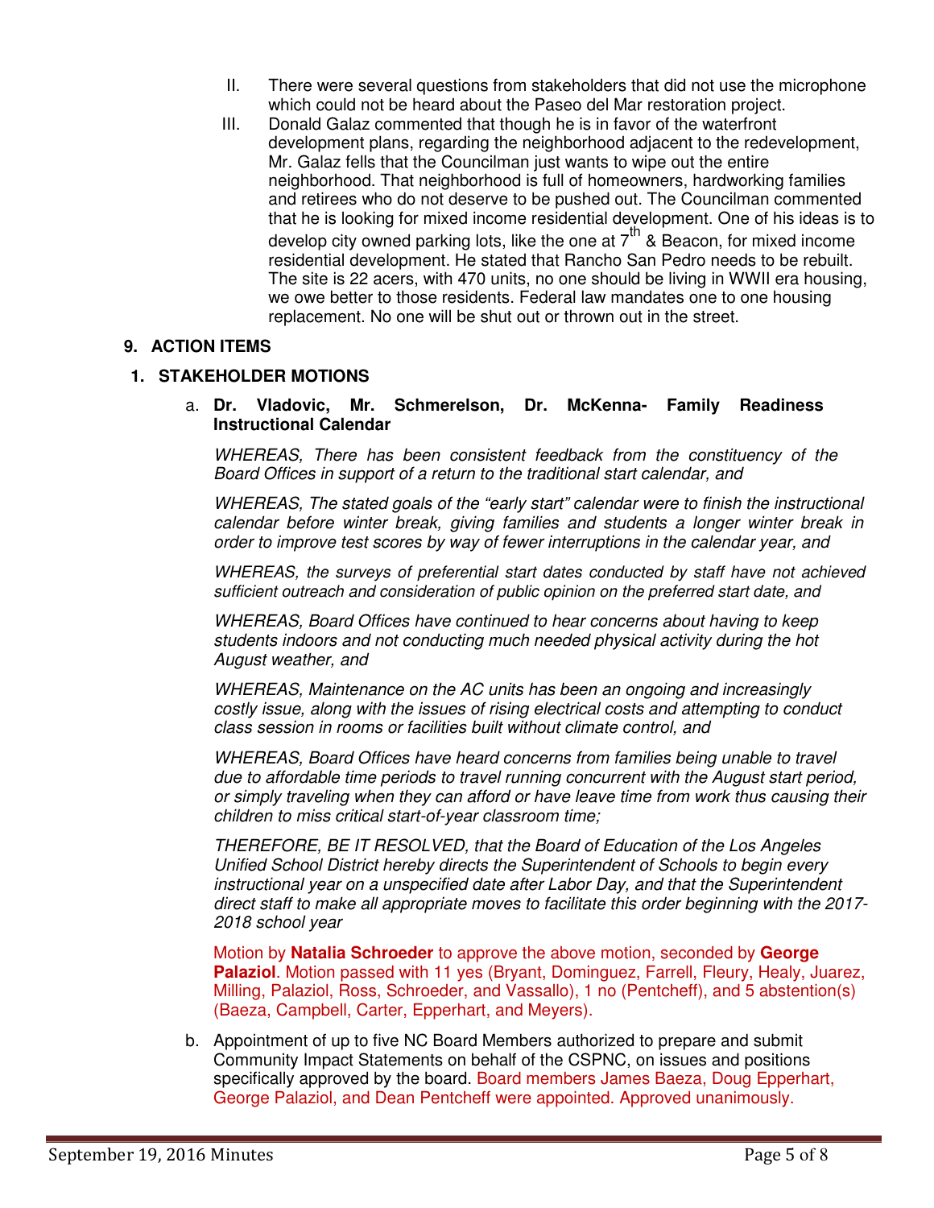II. There were several questions from stakeholders that did not use the microphone which could not be heard about the Paseo del Mar restoration project.

III. Donald Galaz commented that though he is in favor of the waterfront development plans, regarding the neighborhood adjacent to the redevelopment, Mr. Galaz fells that the Councilman just wants to wipe out the entire neighborhood. That neighborhood is full of homeowners, hardworking families and retirees who do not deserve to be pushed out. The Councilman commented that he is looking for mixed income residential development. One of his ideas is to develop city owned parking lots, like the one at 7th & Beacon, for mixed income residential development. He stated that Rancho San Pedro needs to be rebuilt. The site is 22 acers, with 470 units, no one should be living in WWII era housing, we owe better to those residents. Federal law mandates one to one housing replacement. No one will be shut out or thrown out in the street.

## 9. ACTION ITEMS

### 1. STAKEHOLDER MOTIONS

a. **Dr. Vladovic, Mr. Schmerelson, Dr. McKenna- Family Readiness Instructional Calendar**

*WHEREAS, There has been consistent feedback from the constituency of the Board Offices in support of a return to the traditional start calendar, and*

*WHEREAS, The stated goals of the "early start" calendar were to finish the instructional calendar before winter break, giving families and students a longer winter break in order to improve test scores by way of fewer interruptions in the calendar year, and*

*WHEREAS, the surveys of preferential start dates conducted by staff have not achieved sufficient outreach and consideration of public opinion on the preferred start date, and*

*WHEREAS, Board Offices have continued to hear concerns about having to keep students indoors and not conducting much needed physical activity during the hot August weather, and*

*WHEREAS, Maintenance on the AC units has been an ongoing and increasingly costly issue, along with the issues of rising electrical costs and attempting to conduct class session in rooms or facilities built without climate control, and*

*WHEREAS, Board Offices have heard concerns from families being unable to travel due to affordable time periods to travel running concurrent with the August start period, or simply traveling when they can afford or have leave time from work thus causing their children to miss critical start-of-year classroom time;*

*THEREFORE, BE IT RESOLVED, that the Board of Education of the Los Angeles Unified School District hereby directs the Superintendent of Schools to begin every instructional year on a unspecified date after Labor Day, and that the Superintendent direct staff to make all appropriate moves to facilitate this order beginning with the 2017-2018 school year*

Motion by **Natalia Schroeder** to approve the above motion, seconded by **George Palaziol**. Motion passed with 11 yes (Bryant, Dominguez, Farrell, Fleury, Healy, Juarez, Milling, Palaziol, Ross, Schroeder, and Vassallo), 1 no (Pentcheff), and 5 abstention(s) (Baeza, Campbell, Carter, Epperhart, and Meyers).

b. Appointment of up to five NC Board Members authorized to prepare and submit Community Impact Statements on behalf of the CSPNC, on issues and positions specifically approved by the board. Board members James Baeza, Doug Epperhart, George Palaziol, and Dean Pentcheff were appointed. Approved unanimously.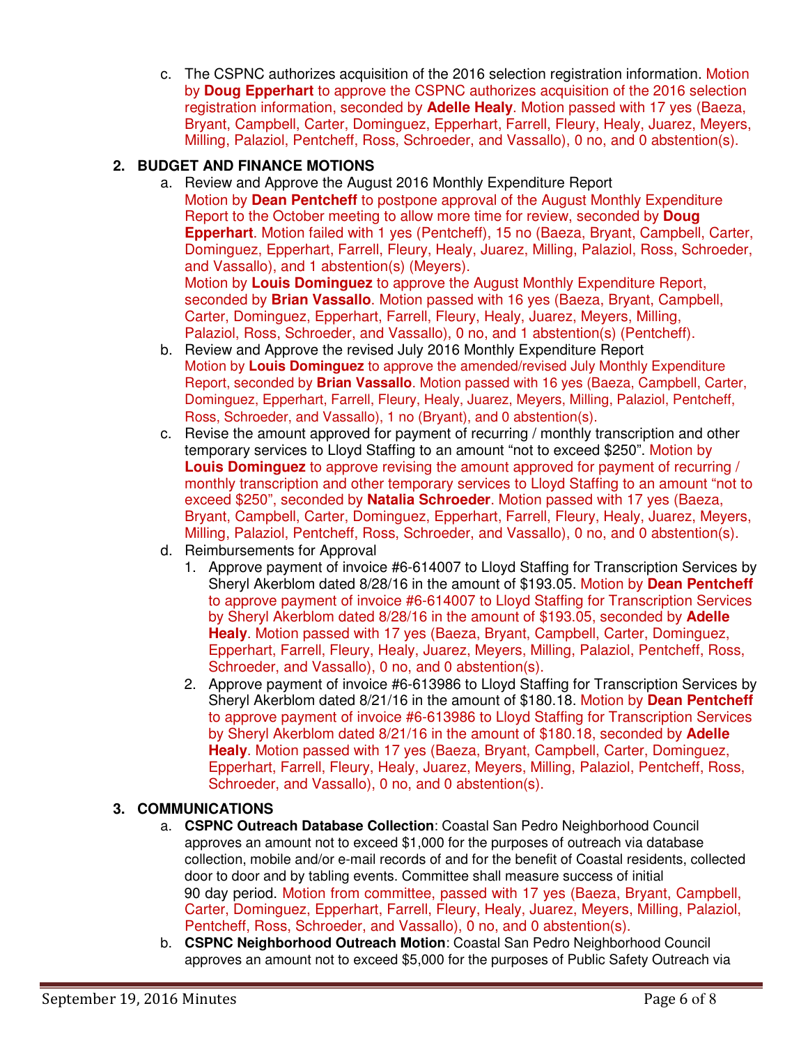c. The CSPNC authorizes acquisition of the 2016 selection registration information. Motion by **Doug Epperhart** to approve the CSPNC authorizes acquisition of the 2016 selection registration information, seconded by **Adelle Healy**. Motion passed with 17 yes (Baeza, Bryant, Campbell, Carter, Dominguez, Epperhart, Farrell, Fleury, Healy, Juarez, Meyers, Milling, Palaziol, Pentcheff, Ross, Schroeder, and Vassallo), 0 no, and 0 abstention(s).

## 2. BUDGET AND FINANCE MOTIONS

a. Review and Approve the August 2016 Monthly Expenditure Report
Motion by **Dean Pentcheff** to postpone approval of the August Monthly Expenditure Report to the October meeting to allow more time for review, seconded by **Doug Epperhart**. Motion failed with 1 yes (Pentcheff), 15 no (Baeza, Bryant, Campbell, Carter, Dominguez, Epperhart, Farrell, Fleury, Healy, Juarez, Milling, Palaziol, Ross, Schroeder, and Vassallo), and 1 abstention(s) (Meyers).
Motion by **Louis Dominguez** to approve the August Monthly Expenditure Report, seconded by **Brian Vassallo**. Motion passed with 16 yes (Baeza, Bryant, Campbell, Carter, Dominguez, Epperhart, Farrell, Fleury, Healy, Juarez, Meyers, Milling, Palaziol, Ross, Schroeder, and Vassallo), 0 no, and 1 abstention(s) (Pentcheff).

b. Review and Approve the revised July 2016 Monthly Expenditure Report
Motion by **Louis Dominguez** to approve the amended/revised July Monthly Expenditure Report, seconded by **Brian Vassallo**. Motion passed with 16 yes (Baeza, Campbell, Carter, Dominguez, Epperhart, Farrell, Fleury, Healy, Juarez, Meyers, Milling, Palaziol, Pentcheff, Ross, Schroeder, and Vassallo), 1 no (Bryant), and 0 abstention(s).

c. Revise the amount approved for payment of recurring / monthly transcription and other temporary services to Lloyd Staffing to an amount "not to exceed $250". Motion by **Louis Dominguez** to approve revising the amount approved for payment of recurring / monthly transcription and other temporary services to Lloyd Staffing to an amount "not to exceed $250", seconded by **Natalia Schroeder**. Motion passed with 17 yes (Baeza, Bryant, Campbell, Carter, Dominguez, Epperhart, Farrell, Fleury, Healy, Juarez, Meyers, Milling, Palaziol, Pentcheff, Ross, Schroeder, and Vassallo), 0 no, and 0 abstention(s).

d. Reimbursements for Approval

1. Approve payment of invoice #6-614007 to Lloyd Staffing for Transcription Services by Sheryl Akerblom dated 8/28/16 in the amount of $193.05. Motion by **Dean Pentcheff** to approve payment of invoice #6-614007 to Lloyd Staffing for Transcription Services by Sheryl Akerblom dated 8/28/16 in the amount of $193.05, seconded by **Adelle Healy**. Motion passed with 17 yes (Baeza, Bryant, Campbell, Carter, Dominguez, Epperhart, Farrell, Fleury, Healy, Juarez, Meyers, Milling, Palaziol, Pentcheff, Ross, Schroeder, and Vassallo), 0 no, and 0 abstention(s).
2. Approve payment of invoice #6-613986 to Lloyd Staffing for Transcription Services by Sheryl Akerblom dated 8/21/16 in the amount of $180.18. Motion by **Dean Pentcheff** to approve payment of invoice #6-613986 to Lloyd Staffing for Transcription Services by Sheryl Akerblom dated 8/21/16 in the amount of $180.18, seconded by **Adelle Healy**. Motion passed with 17 yes (Baeza, Bryant, Campbell, Carter, Dominguez, Epperhart, Farrell, Fleury, Healy, Juarez, Meyers, Milling, Palaziol, Pentcheff, Ross, Schroeder, and Vassallo), 0 no, and 0 abstention(s).

## 3. COMMUNICATIONS

a. **CSPNC Outreach Database Collection**: Coastal San Pedro Neighborhood Council approves an amount not to exceed $1,000 for the purposes of outreach via database collection, mobile and/or e-mail records of and for the benefit of Coastal residents, collected door to door and by tabling events. Committee shall measure success of initial 90 day period. Motion from committee, passed with 17 yes (Baeza, Bryant, Campbell, Carter, Dominguez, Epperhart, Farrell, Fleury, Healy, Juarez, Meyers, Milling, Palaziol, Pentcheff, Ross, Schroeder, and Vassallo), 0 no, and 0 abstention(s).

b. **CSPNC Neighborhood Outreach Motion**: Coastal San Pedro Neighborhood Council approves an amount not to exceed $5,000 for the purposes of Public Safety Outreach via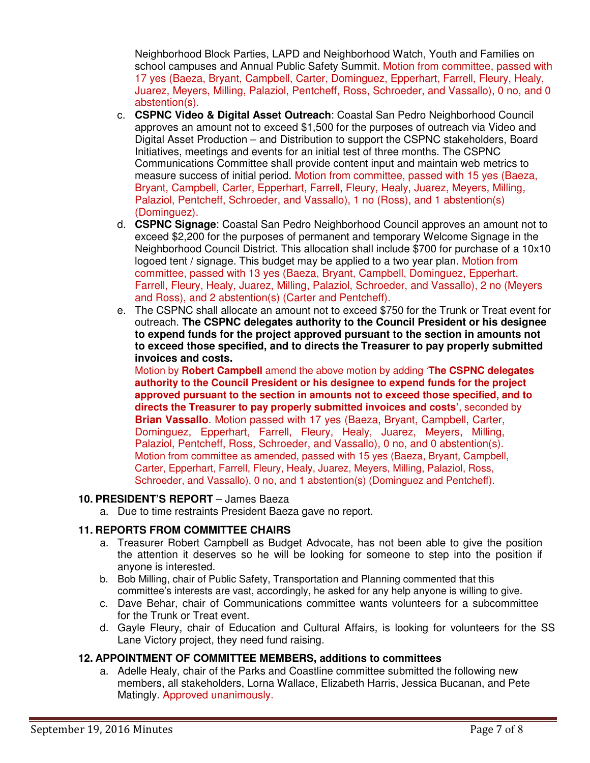Neighborhood Block Parties, LAPD and Neighborhood Watch, Youth and Families on school campuses and Annual Public Safety Summit. Motion from committee, passed with 17 yes (Baeza, Bryant, Campbell, Carter, Dominguez, Epperhart, Farrell, Fleury, Healy, Juarez, Meyers, Milling, Palaziol, Pentcheff, Ross, Schroeder, and Vassallo), 0 no, and 0 abstention(s).

c. **CSPNC Video & Digital Asset Outreach**: Coastal San Pedro Neighborhood Council approves an amount not to exceed $1,500 for the purposes of outreach via Video and Digital Asset Production – and Distribution to support the CSPNC stakeholders, Board Initiatives, meetings and events for an initial test of three months. The CSPNC Communications Committee shall provide content input and maintain web metrics to measure success of initial period. Motion from committee, passed with 15 yes (Baeza, Bryant, Campbell, Carter, Epperhart, Farrell, Fleury, Healy, Juarez, Meyers, Milling, Palaziol, Pentcheff, Schroeder, and Vassallo), 1 no (Ross), and 1 abstention(s) (Dominguez).

d. **CSPNC Signage**: Coastal San Pedro Neighborhood Council approves an amount not to exceed $2,200 for the purposes of permanent and temporary Welcome Signage in the Neighborhood Council District. This allocation shall include $700 for purchase of a 10x10 logoed tent / signage. This budget may be applied to a two year plan. Motion from committee, passed with 13 yes (Baeza, Bryant, Campbell, Dominguez, Epperhart, Farrell, Fleury, Healy, Juarez, Milling, Palaziol, Schroeder, and Vassallo), 2 no (Meyers and Ross), and 2 abstention(s) (Carter and Pentcheff).

e. The CSPNC shall allocate an amount not to exceed $750 for the Trunk or Treat event for outreach. **The CSPNC delegates authority to the Council President or his designee to expend funds for the project approved pursuant to the section in amounts not to exceed those specified, and to directs the Treasurer to pay properly submitted invoices and costs.**

Motion by **Robert Campbell** amend the above motion by adding '**The CSPNC delegates authority to the Council President or his designee to expend funds for the project approved pursuant to the section in amounts not to exceed those specified, and to directs the Treasurer to pay properly submitted invoices and costs'**, seconded by **Brian Vassallo**. Motion passed with 17 yes (Baeza, Bryant, Campbell, Carter, Dominguez, Epperhart, Farrell, Fleury, Healy, Juarez, Meyers, Milling, Palaziol, Pentcheff, Ross, Schroeder, and Vassallo), 0 no, and 0 abstention(s). Motion from committee as amended, passed with 15 yes (Baeza, Bryant, Campbell, Carter, Epperhart, Farrell, Fleury, Healy, Juarez, Meyers, Milling, Palaziol, Ross, Schroeder, and Vassallo), 0 no, and 1 abstention(s) (Dominguez and Pentcheff).

**10. PRESIDENT'S REPORT** – James Baeza

a. Due to time restraints President Baeza gave no report.

**11. REPORTS FROM COMMITTEE CHAIRS**

a. Treasurer Robert Campbell as Budget Advocate, has not been able to give the position the attention it deserves so he will be looking for someone to step into the position if anyone is interested.

b. Bob Milling, chair of Public Safety, Transportation and Planning commented that this committee's interests are vast, accordingly, he asked for any help anyone is willing to give.

c. Dave Behar, chair of Communications committee wants volunteers for a subcommittee for the Trunk or Treat event.

d. Gayle Fleury, chair of Education and Cultural Affairs, is looking for volunteers for the SS Lane Victory project, they need fund raising.

**12. APPOINTMENT OF COMMITTEE MEMBERS, additions to committees**

a. Adelle Healy, chair of the Parks and Coastline committee submitted the following new members, all stakeholders, Lorna Wallace, Elizabeth Harris, Jessica Bucanan, and Pete Matingly. Approved unanimously.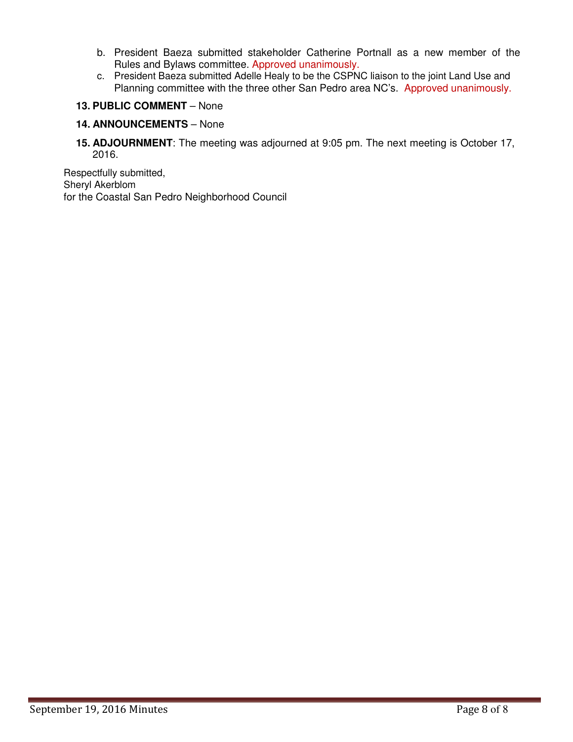b. President Baeza submitted stakeholder Catherine Portnall as a new member of the Rules and Bylaws committee. Approved unanimously.

c. President Baeza submitted Adelle Healy to be the CSPNC liaison to the joint Land Use and Planning committee with the three other San Pedro area NC's. Approved unanimously.

**13. PUBLIC COMMENT** – None

**14. ANNOUNCEMENTS** – None

**15. ADJOURNMENT**: The meeting was adjourned at 9:05 pm. The next meeting is October 17, 2016.

Respectfully submitted,
Sheryl Akerblom
for the Coastal San Pedro Neighborhood Council